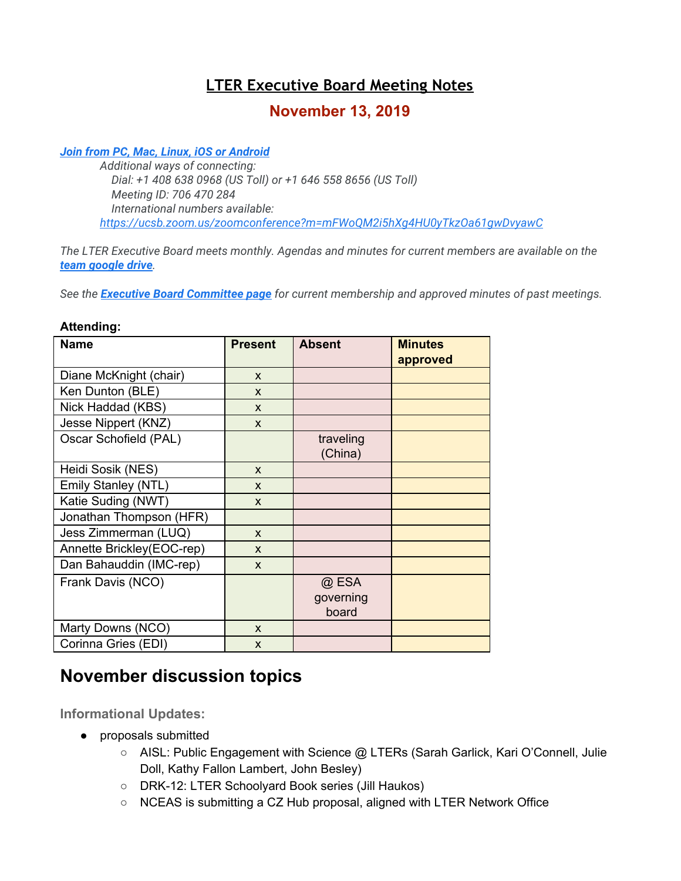# LTER Executive Board Meeting Notes

## November 13, 2019

***[Join from PC, Mac, Linux, iOS or Android](#)***

*Additional ways of connecting:*
*Dial: +1 408 638 0968 (US Toll) or +1 646 558 8656 (US Toll)*
*Meeting ID: 706 470 284*
*International numbers available:*
*[https://ucsb.zoom.us/zoomconference?m=mFWoQM2i5hXg4HU0yTkzOa61gwDvyawC](https://ucsb.zoom.us/zoomconference?m=mFWoQM2i5hXg4HU0yTkzOa61gwDvyawC)*

*The LTER Executive Board meets monthly. Agendas and minutes for current members are available on the* ***[team google drive](#)****.*

*See the* ***[Executive Board Committee page](#)*** *for current membership and approved minutes of past meetings.*

**Attending:**

| Name | Present | Absent | Minutes approved |
|---|---|---|---|
| Diane McKnight (chair) | x | | |
| Ken Dunton (BLE) | x | | |
| Nick Haddad (KBS) | x | | |
| Jesse Nippert (KNZ) | x | | |
| Oscar Schofield (PAL) | | traveling (China) | |
| Heidi Sosik (NES) | x | | |
| Emily Stanley (NTL) | x | | |
| Katie Suding (NWT) | x | | |
| Jonathan Thompson (HFR) | | | |
| Jess Zimmerman (LUQ) | x | | |
| Annette Brickley(EOC-rep) | x | | |
| Dan Bahauddin (IMC-rep) | x | | |
| Frank Davis (NCO) | | @ ESA governing board | |
| Marty Downs (NCO) | x | | |
| Corinna Gries (EDI) | x | | |

# November discussion topics

### Informational Updates:

- proposals submitted
  - AISL: Public Engagement with Science @ LTERs (Sarah Garlick, Kari O'Connell, Julie Doll, Kathy Fallon Lambert, John Besley)
  - DRK-12: LTER Schoolyard Book series (Jill Haukos)
  - NCEAS is submitting a CZ Hub proposal, aligned with LTER Network Office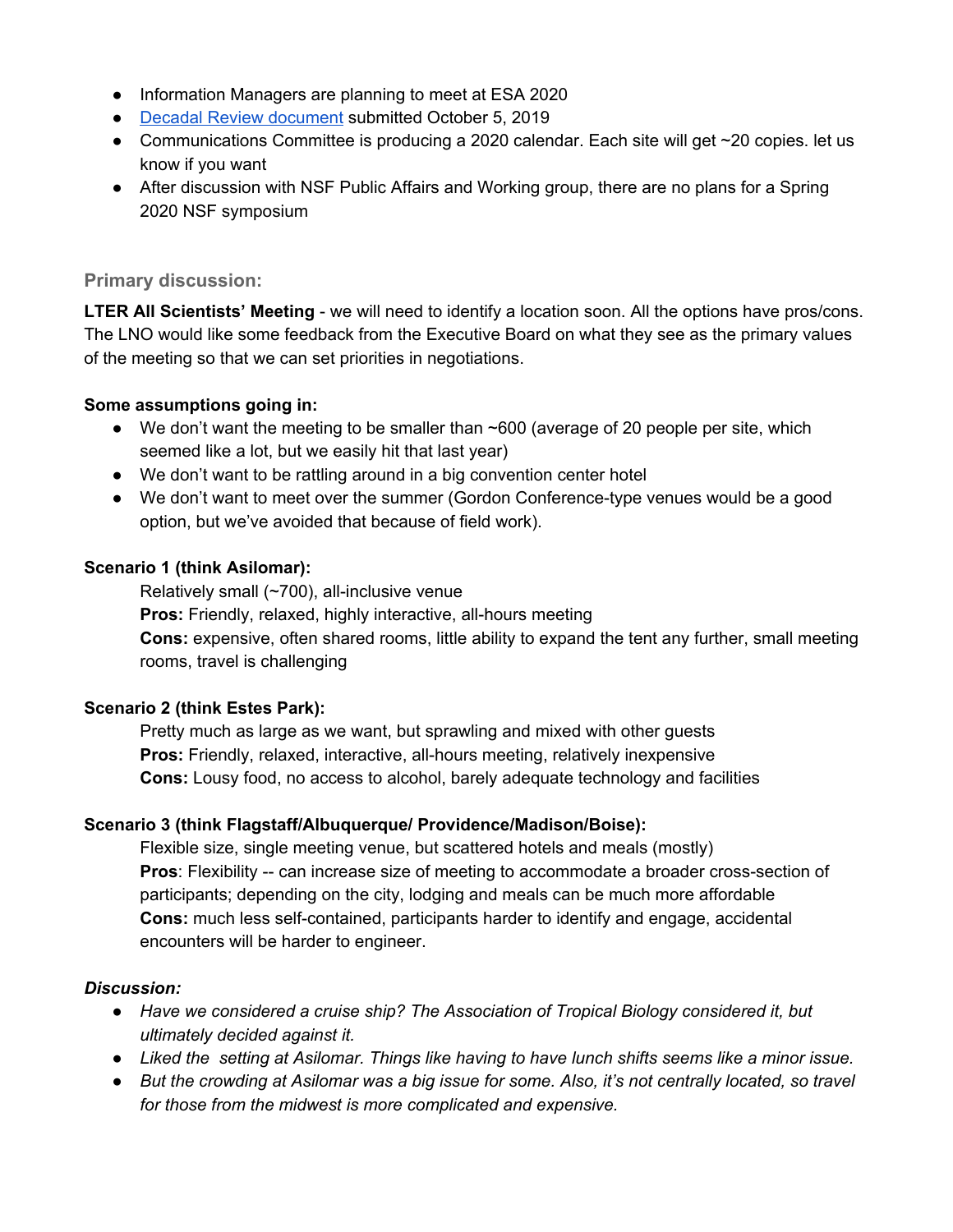- Information Managers are planning to meet at ESA 2020
- [Decadal Review document](#) submitted October 5, 2019
- Communications Committee is producing a 2020 calendar. Each site will get ~20 copies. let us know if you want
- After discussion with NSF Public Affairs and Working group, there are no plans for a Spring 2020 NSF symposium

### Primary discussion:

**LTER All Scientists' Meeting** - we will need to identify a location soon. All the options have pros/cons. The LNO would like some feedback from the Executive Board on what they see as the primary values of the meeting so that we can set priorities in negotiations.

**Some assumptions going in:**

- We don't want the meeting to be smaller than ~600 (average of 20 people per site, which seemed like a lot, but we easily hit that last year)
- We don't want to be rattling around in a big convention center hotel
- We don't want to meet over the summer (Gordon Conference-type venues would be a good option, but we've avoided that because of field work).

**Scenario 1 (think Asilomar):**

Relatively small (~700), all-inclusive venue

**Pros:** Friendly, relaxed, highly interactive, all-hours meeting

**Cons:** expensive, often shared rooms, little ability to expand the tent any further, small meeting rooms, travel is challenging

**Scenario 2 (think Estes Park):**

Pretty much as large as we want, but sprawling and mixed with other guests

**Pros:** Friendly, relaxed, interactive, all-hours meeting, relatively inexpensive

**Cons:** Lousy food, no access to alcohol, barely adequate technology and facilities

**Scenario 3 (think Flagstaff/Albuquerque/ Providence/Madison/Boise):**

Flexible size, single meeting venue, but scattered hotels and meals (mostly)

**Pros**: Flexibility -- can increase size of meeting to accommodate a broader cross-section of participants; depending on the city, lodging and meals can be much more affordable

**Cons:** much less self-contained, participants harder to identify and engage, accidental encounters will be harder to engineer.

***Discussion:***

- *Have we considered a cruise ship? The Association of Tropical Biology considered it, but ultimately decided against it.*
- *Liked the setting at Asilomar. Things like having to have lunch shifts seems like a minor issue.*
- *But the crowding at Asilomar was a big issue for some. Also, it's not centrally located, so travel for those from the midwest is more complicated and expensive.*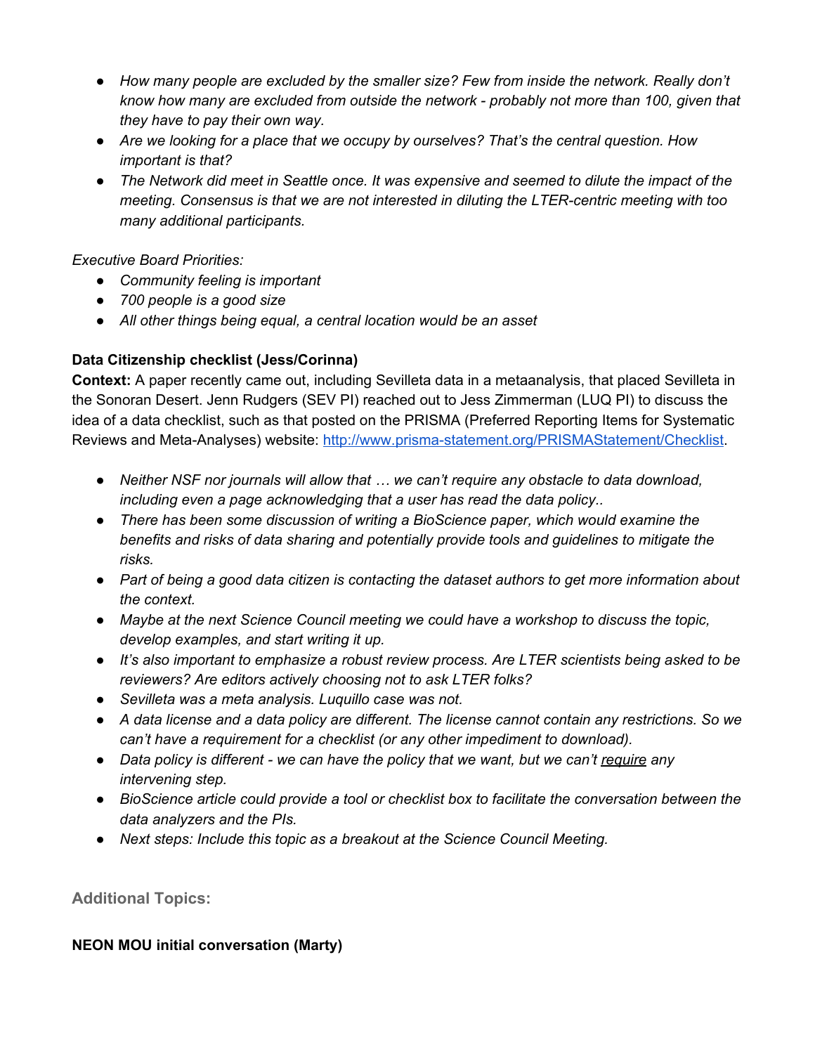- *How many people are excluded by the smaller size? Few from inside the network. Really don't know how many are excluded from outside the network - probably not more than 100, given that they have to pay their own way.*
- *Are we looking for a place that we occupy by ourselves? That's the central question. How important is that?*
- *The Network did meet in Seattle once. It was expensive and seemed to dilute the impact of the meeting. Consensus is that we are not interested in diluting the LTER-centric meeting with too many additional participants.*

*Executive Board Priorities:*

- *Community feeling is important*
- *700 people is a good size*
- *All other things being equal, a central location would be an asset*

**Data Citizenship checklist (Jess/Corinna)**

**Context:** A paper recently came out, including Sevilleta data in a metaanalysis, that placed Sevilleta in the Sonoran Desert. Jenn Rudgers (SEV PI) reached out to Jess Zimmerman (LUQ PI) to discuss the idea of a data checklist, such as that posted on the PRISMA (Preferred Reporting Items for Systematic Reviews and Meta-Analyses) website: [http://www.prisma-statement.org/PRISMAStatement/Checklist](http://www.prisma-statement.org/PRISMAStatement/Checklist).

- *Neither NSF nor journals will allow that … we can't require any obstacle to data download, including even a page acknowledging that a user has read the data policy..*
- *There has been some discussion of writing a BioScience paper, which would examine the benefits and risks of data sharing and potentially provide tools and guidelines to mitigate the risks.*
- *Part of being a good data citizen is contacting the dataset authors to get more information about the context.*
- *Maybe at the next Science Council meeting we could have a workshop to discuss the topic, develop examples, and start writing it up.*
- *It's also important to emphasize a robust review process. Are LTER scientists being asked to be reviewers? Are editors actively choosing not to ask LTER folks?*
- *Sevilleta was a meta analysis. Luquillo case was not.*
- *A data license and a data policy are different. The license cannot contain any restrictions. So we can't have a requirement for a checklist (or any other impediment to download).*
- *Data policy is different - we can have the policy that we want, but we can't <u>require</u> any intervening step.*
- *BioScience article could provide a tool or checklist box to facilitate the conversation between the data analyzers and the PIs.*
- *Next steps: Include this topic as a breakout at the Science Council Meeting.*

## Additional Topics:

**NEON MOU initial conversation (Marty)**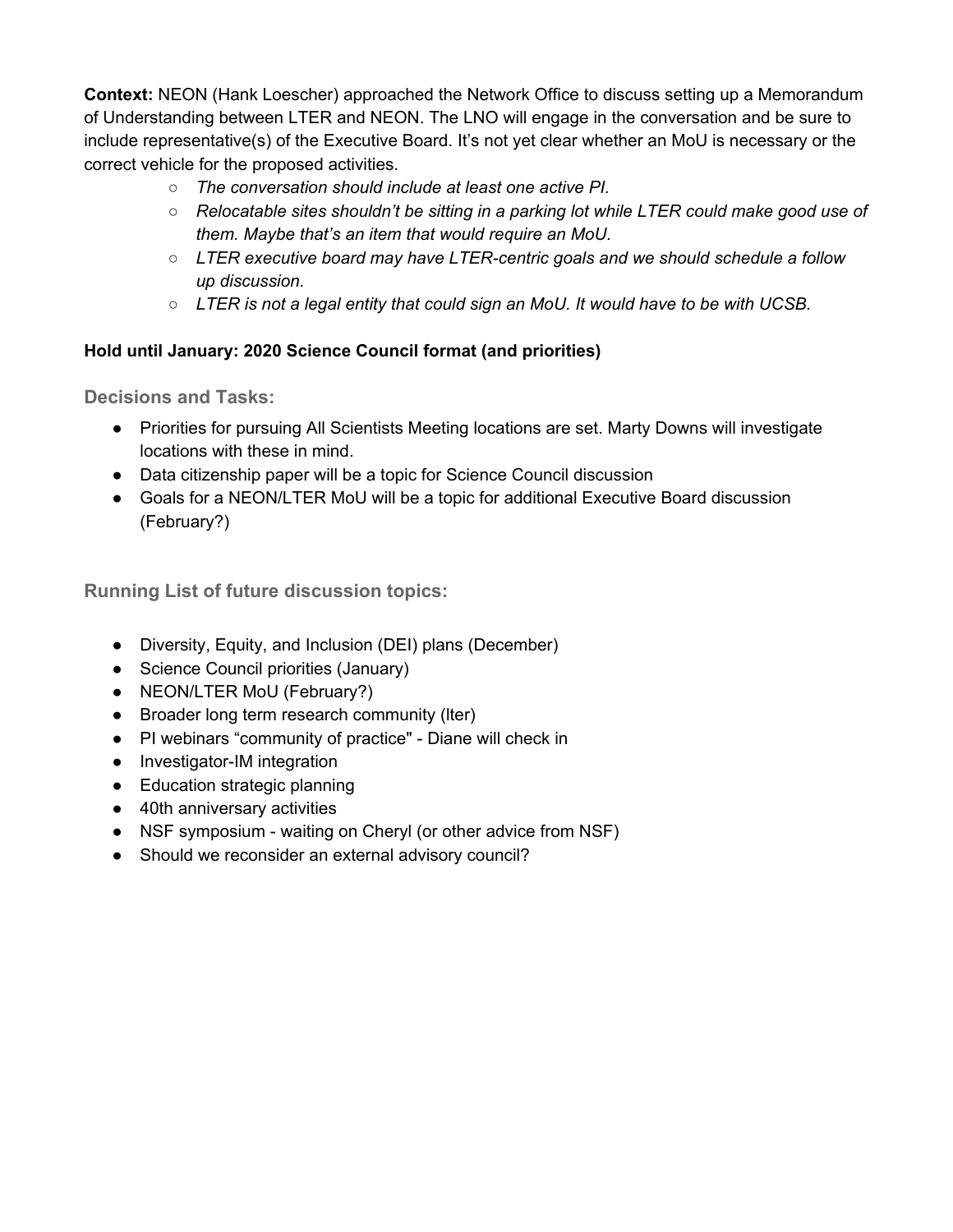**Context:** NEON (Hank Loescher) approached the Network Office to discuss setting up a Memorandum of Understanding between LTER and NEON. The LNO will engage in the conversation and be sure to include representative(s) of the Executive Board. It's not yet clear whether an MoU is necessary or the correct vehicle for the proposed activities.

- *The conversation should include at least one active PI.*
- *Relocatable sites shouldn't be sitting in a parking lot while LTER could make good use of them. Maybe that's an item that would require an MoU.*
- *LTER executive board may have LTER-centric goals and we should schedule a follow up discussion.*
- *LTER is not a legal entity that could sign an MoU. It would have to be with UCSB.*

**Hold until January: 2020 Science Council format (and priorities)**

### Decisions and Tasks:

- Priorities for pursuing All Scientists Meeting locations are set. Marty Downs will investigate locations with these in mind.
- Data citizenship paper will be a topic for Science Council discussion
- Goals for a NEON/LTER MoU will be a topic for additional Executive Board discussion (February?)

### Running List of future discussion topics:

- Diversity, Equity, and Inclusion (DEI) plans (December)
- Science Council priorities (January)
- NEON/LTER MoU (February?)
- Broader long term research community (lter)
- PI webinars "community of practice" - Diane will check in
- Investigator-IM integration
- Education strategic planning
- 40th anniversary activities
- NSF symposium - waiting on Cheryl (or other advice from NSF)
- Should we reconsider an external advisory council?